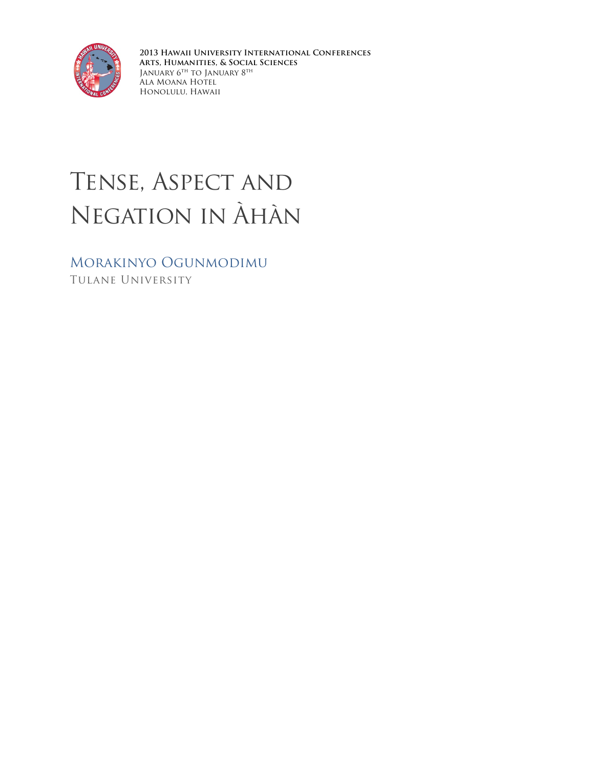2013 Hawaii University International Conferences
Arts, Humanities, & Social Sciences
January 6th to January 8th
Ala Moana Hotel
Honolulu, Hawaii

# Tense, Aspect and Negation in Àhàn

Morakinyo Ogunmodimu
Tulane University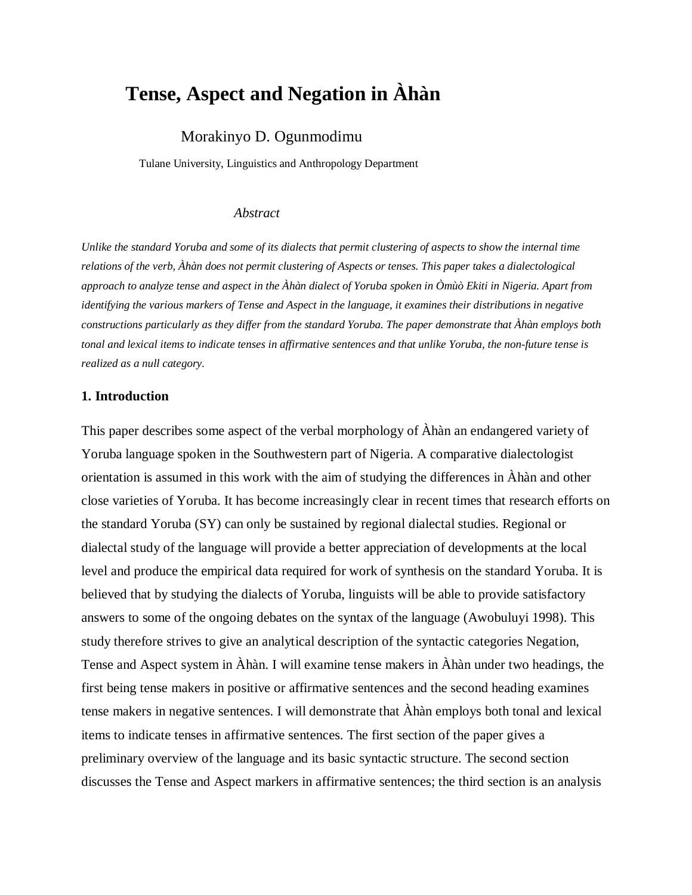# Tense, Aspect and Negation in Àhàn

Morakinyo D. Ogunmodimu

Tulane University, Linguistics and Anthropology Department

*Abstract*

*Unlike the standard Yoruba and some of its dialects that permit clustering of aspects to show the internal time relations of the verb, Àhàn does not permit clustering of Aspects or tenses. This paper takes a dialectological approach to analyze tense and aspect in the Àhàn dialect of Yoruba spoken in Òmùò Ekiti in Nigeria. Apart from identifying the various markers of Tense and Aspect in the language, it examines their distributions in negative constructions particularly as they differ from the standard Yoruba. The paper demonstrate that Àhàn employs both tonal and lexical items to indicate tenses in affirmative sentences and that unlike Yoruba, the non-future tense is realized as a null category.*

## 1. Introduction

This paper describes some aspect of the verbal morphology of Àhàn an endangered variety of Yoruba language spoken in the Southwestern part of Nigeria. A comparative dialectologist orientation is assumed in this work with the aim of studying the differences in Àhàn and other close varieties of Yoruba. It has become increasingly clear in recent times that research efforts on the standard Yoruba (SY) can only be sustained by regional dialectal studies. Regional or dialectal study of the language will provide a better appreciation of developments at the local level and produce the empirical data required for work of synthesis on the standard Yoruba. It is believed that by studying the dialects of Yoruba, linguists will be able to provide satisfactory answers to some of the ongoing debates on the syntax of the language (Awobuluyi 1998). This study therefore strives to give an analytical description of the syntactic categories Negation, Tense and Aspect system in Àhàn. I will examine tense makers in Àhàn under two headings, the first being tense makers in positive or affirmative sentences and the second heading examines tense makers in negative sentences. I will demonstrate that Àhàn employs both tonal and lexical items to indicate tenses in affirmative sentences. The first section of the paper gives a preliminary overview of the language and its basic syntactic structure. The second section discusses the Tense and Aspect markers in affirmative sentences; the third section is an analysis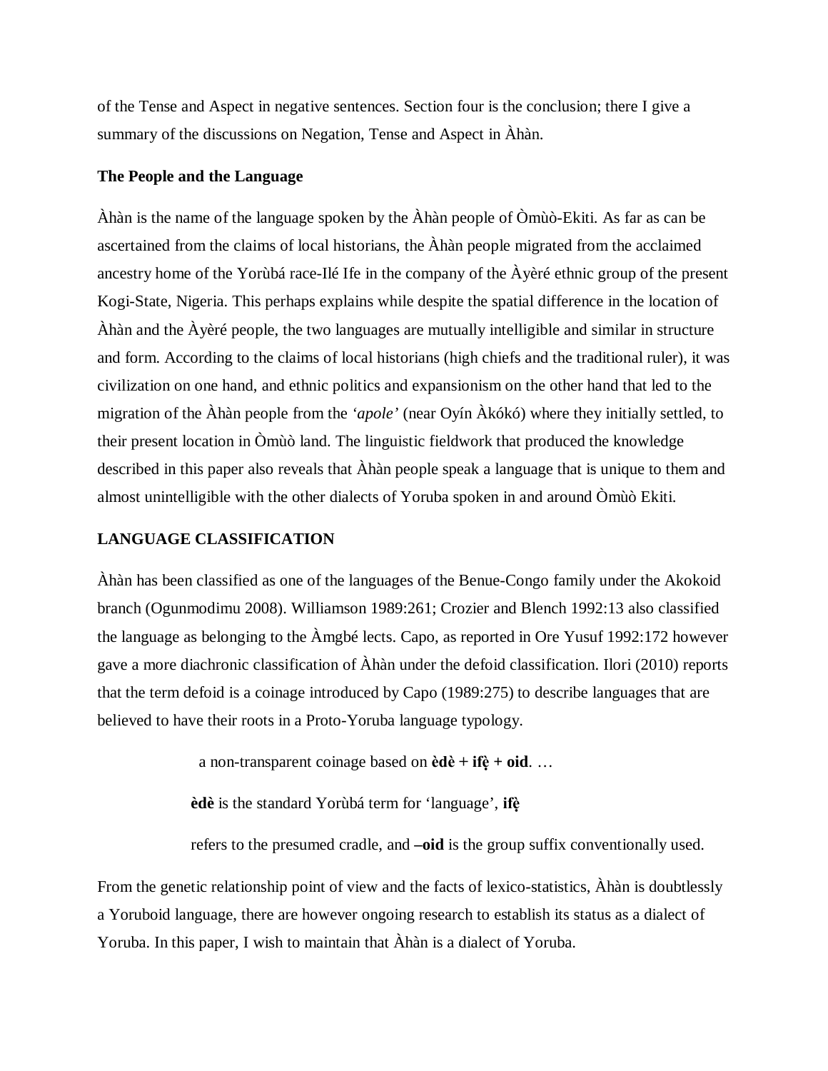of the Tense and Aspect in negative sentences. Section four is the conclusion; there I give a summary of the discussions on Negation, Tense and Aspect in Àhàn.

**The People and the Language**

Àhàn is the name of the language spoken by the Àhàn people of Òmùò-Ekiti. As far as can be ascertained from the claims of local historians, the Àhàn people migrated from the acclaimed ancestry home of the Yorùbá race-Ilé Ife in the company of the Àyèré ethnic group of the present Kogi-State, Nigeria. This perhaps explains while despite the spatial difference in the location of Àhàn and the Àyèré people, the two languages are mutually intelligible and similar in structure and form. According to the claims of local historians (high chiefs and the traditional ruler), it was civilization on one hand, and ethnic politics and expansionism on the other hand that led to the migration of the Àhàn people from the *'apole'* (near Oyín Àkókó) where they initially settled, to their present location in Òmùò land. The linguistic fieldwork that produced the knowledge described in this paper also reveals that Àhàn people speak a language that is unique to them and almost unintelligible with the other dialects of Yoruba spoken in and around Òmùò Ekiti.

**LANGUAGE CLASSIFICATION**

Àhàn has been classified as one of the languages of the Benue-Congo family under the Akokoid branch (Ogunmodimu 2008). Williamson 1989:261; Crozier and Blench 1992:13 also classified the language as belonging to the Àmgbé lects. Capo, as reported in Ore Yusuf 1992:172 however gave a more diachronic classification of Àhàn under the defoid classification. Ilori (2010) reports that the term defoid is a coinage introduced by Capo (1989:275) to describe languages that are believed to have their roots in a Proto-Yoruba language typology.

> a non-transparent coinage based on **èdè + ifẹ̀ + oid**. …
>
> **èdè** is the standard Yorùbá term for 'language', **ifẹ̀**
>
> refers to the presumed cradle, and **–oid** is the group suffix conventionally used.

From the genetic relationship point of view and the facts of lexico-statistics, Àhàn is doubtlessly a Yoruboid language, there are however ongoing research to establish its status as a dialect of Yoruba. In this paper, I wish to maintain that Àhàn is a dialect of Yoruba.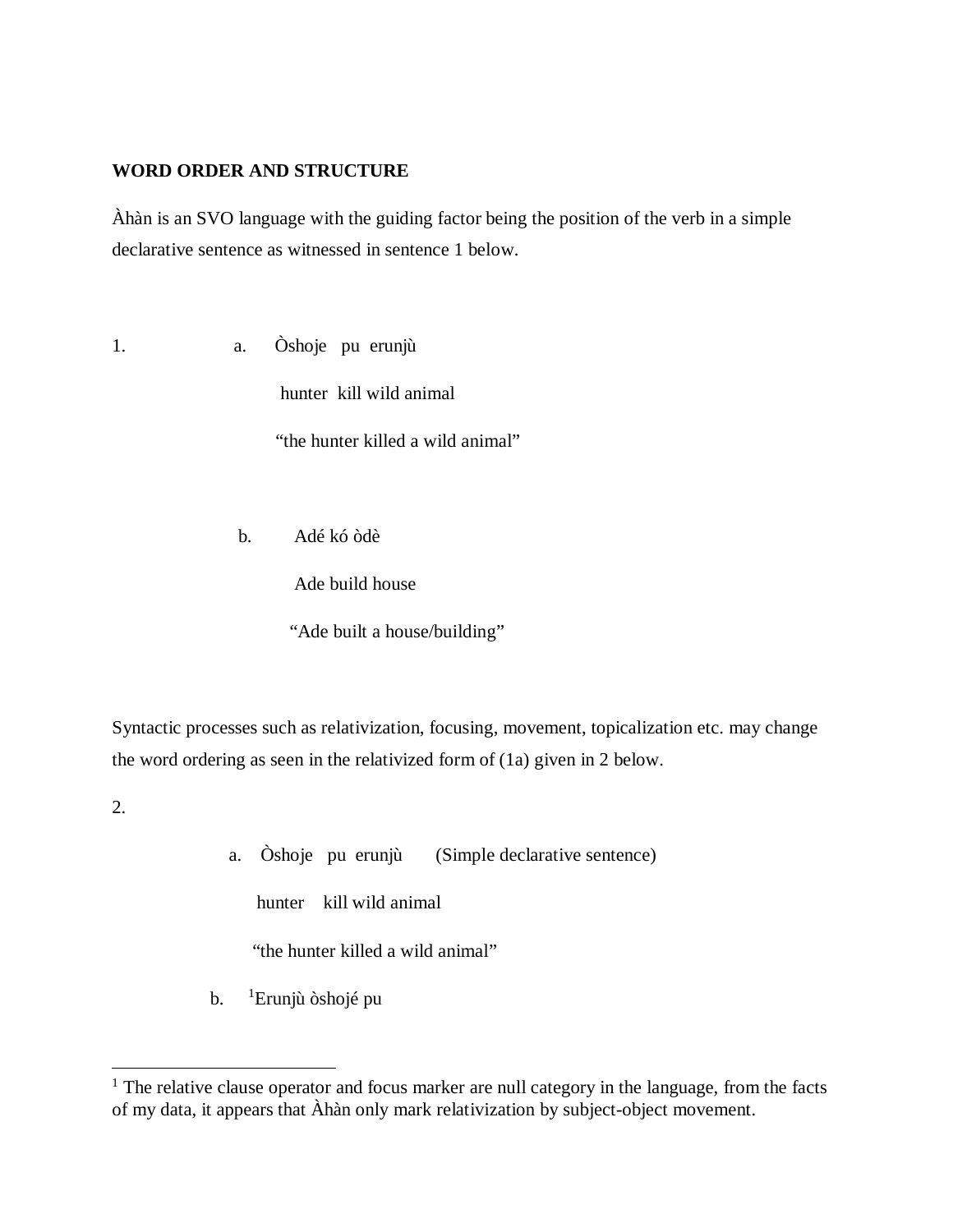**WORD ORDER AND STRUCTURE**

Àhàn is an SVO language with the guiding factor being the position of the verb in a simple declarative sentence as witnessed in sentence 1 below.

1. a. Òshoje pu erunjù

   hunter kill wild animal

   "the hunter killed a wild animal"

   b. Adé kó òdè

   Ade build house

   "Ade built a house/building"

Syntactic processes such as relativization, focusing, movement, topicalization etc. may change the word ordering as seen in the relativized form of (1a) given in 2 below.

2.

   a. Òshoje pu erunjù (Simple declarative sentence)

   hunter kill wild animal

   "the hunter killed a wild animal"

   b. [1]Erunjù òshojé pu

[1] The relative clause operator and focus marker are null category in the language, from the facts of my data, it appears that Àhàn only mark relativization by subject-object movement.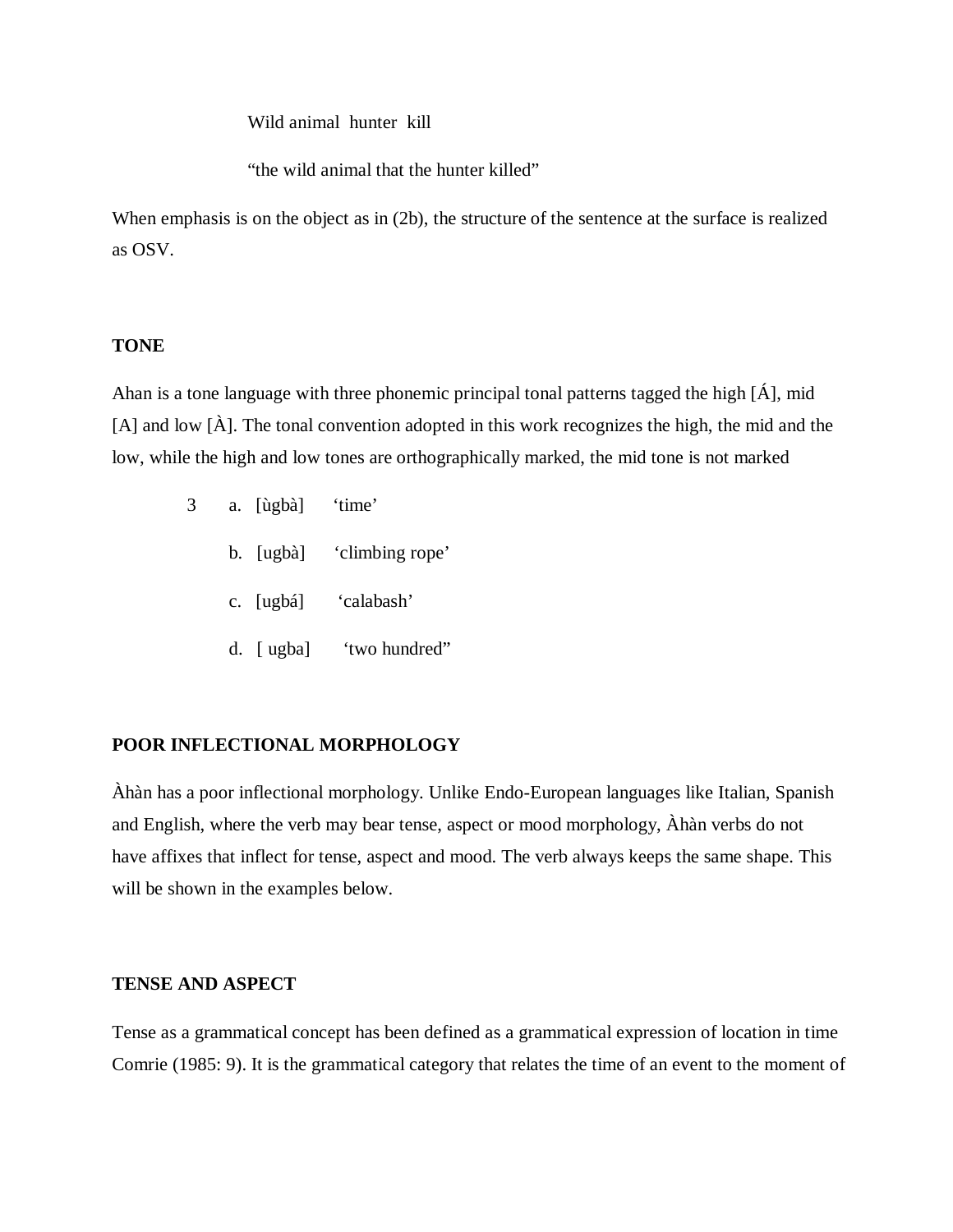Wild animal  hunter  kill

"the wild animal that the hunter killed"

When emphasis is on the object as in (2b), the structure of the sentence at the surface is realized as OSV.

**TONE**

Ahan is a tone language with three phonemic principal tonal patterns tagged the high [Á], mid [A] and low [À]. The tonal convention adopted in this work recognizes the high, the mid and the low, while the high and low tones are orthographically marked, the mid tone is not marked

3 a. [ùgbà]  'time'

b. [ugbà]  'climbing rope'

c. [ugbá]  'calabash'

d. [ ugba]  'two hundred"

**POOR INFLECTIONAL MORPHOLOGY**

Àhàn has a poor inflectional morphology. Unlike Endo-European languages like Italian, Spanish and English, where the verb may bear tense, aspect or mood morphology, Àhàn verbs do not have affixes that inflect for tense, aspect and mood. The verb always keeps the same shape. This will be shown in the examples below.

**TENSE AND ASPECT**

Tense as a grammatical concept has been defined as a grammatical expression of location in time Comrie (1985: 9). It is the grammatical category that relates the time of an event to the moment of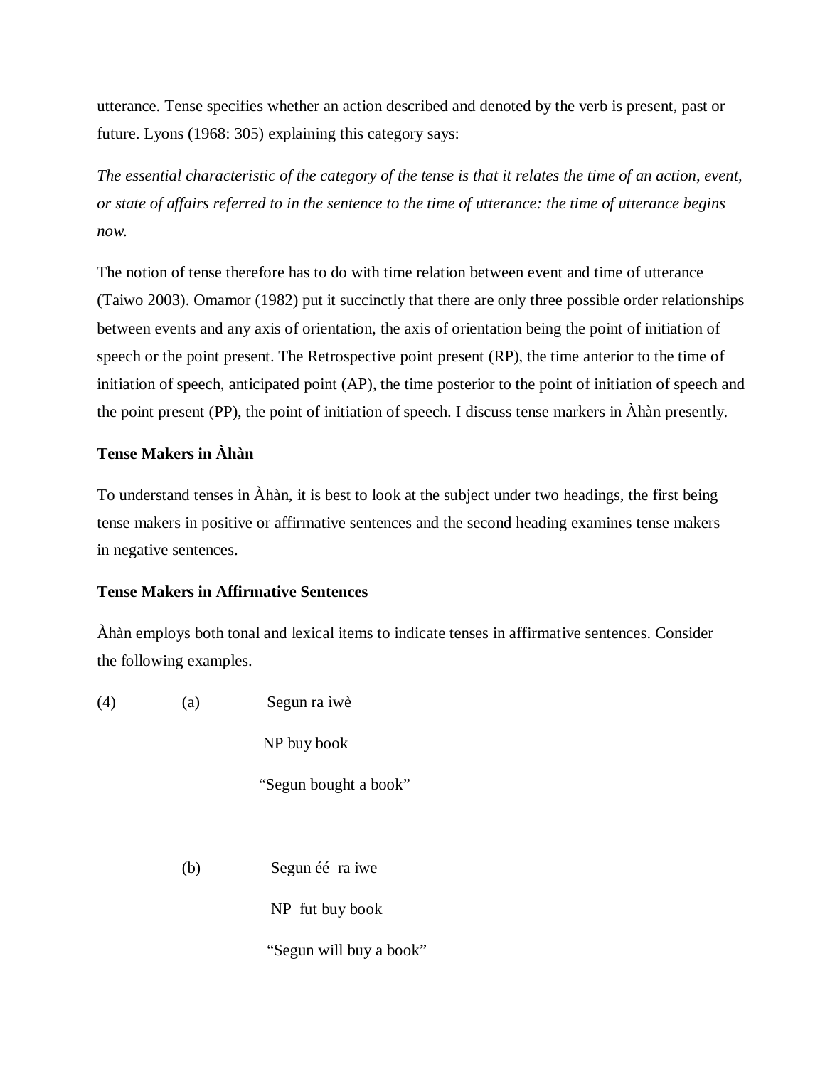utterance. Tense specifies whether an action described and denoted by the verb is present, past or future. Lyons (1968: 305) explaining this category says:

*The essential characteristic of the category of the tense is that it relates the time of an action, event, or state of affairs referred to in the sentence to the time of utterance: the time of utterance begins now.*

The notion of tense therefore has to do with time relation between event and time of utterance (Taiwo 2003). Omamor (1982) put it succinctly that there are only three possible order relationships between events and any axis of orientation, the axis of orientation being the point of initiation of speech or the point present. The Retrospective point present (RP), the time anterior to the time of initiation of speech, anticipated point (AP), the time posterior to the point of initiation of speech and the point present (PP), the point of initiation of speech. I discuss tense markers in Àhàn presently.

**Tense Makers in Àhàn**

To understand tenses in Àhàn, it is best to look at the subject under two headings, the first being tense makers in positive or affirmative sentences and the second heading examines tense makers in negative sentences.

**Tense Makers in Affirmative Sentences**

Àhàn employs both tonal and lexical items to indicate tenses in affirmative sentences. Consider the following examples.

(4) (a) Segun ra ìwè

NP buy book

"Segun bought a book"

(b) Segun éé ra iwe

NP fut buy book

"Segun will buy a book"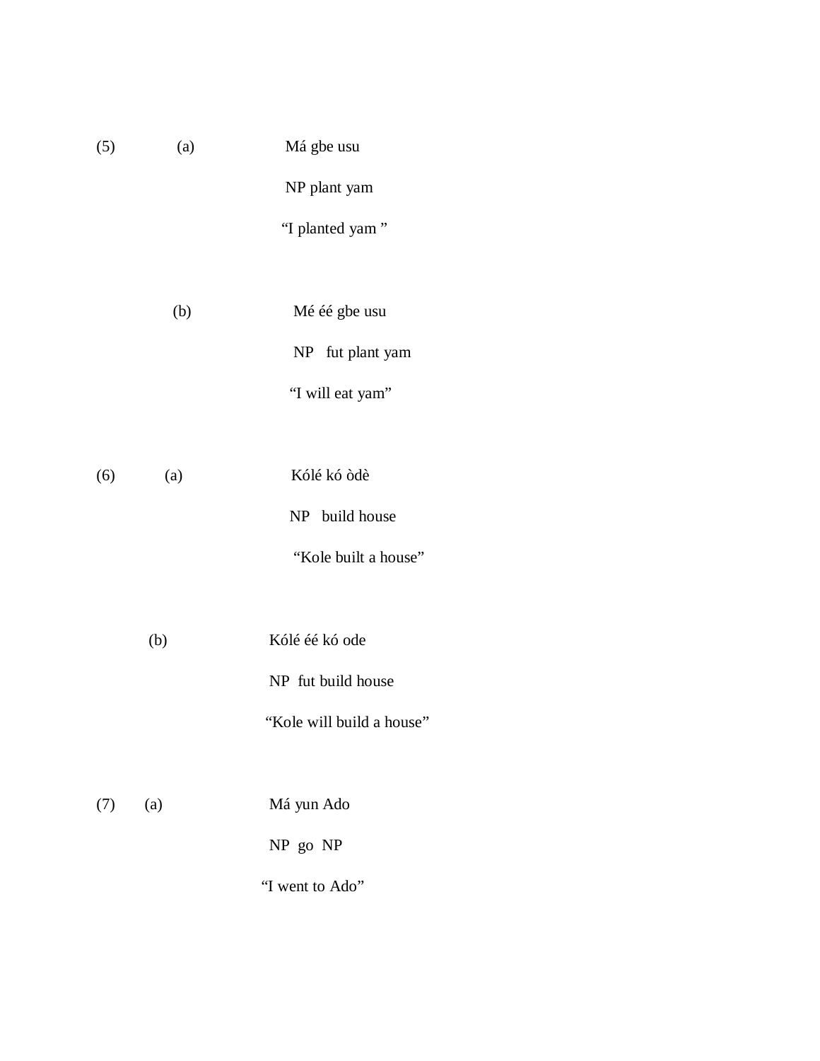(5) (a) Má gbe usu

NP plant yam

"I planted yam "

(b) Mé éé gbe usu

NP fut plant yam

"I will eat yam"

(6) (a) Kólé kó òdè

NP build house

"Kole built a house"

(b) Kólé éé kó ode

NP fut build house

"Kole will build a house"

(7) (a) Má yun Ado

NP go NP

"I went to Ado"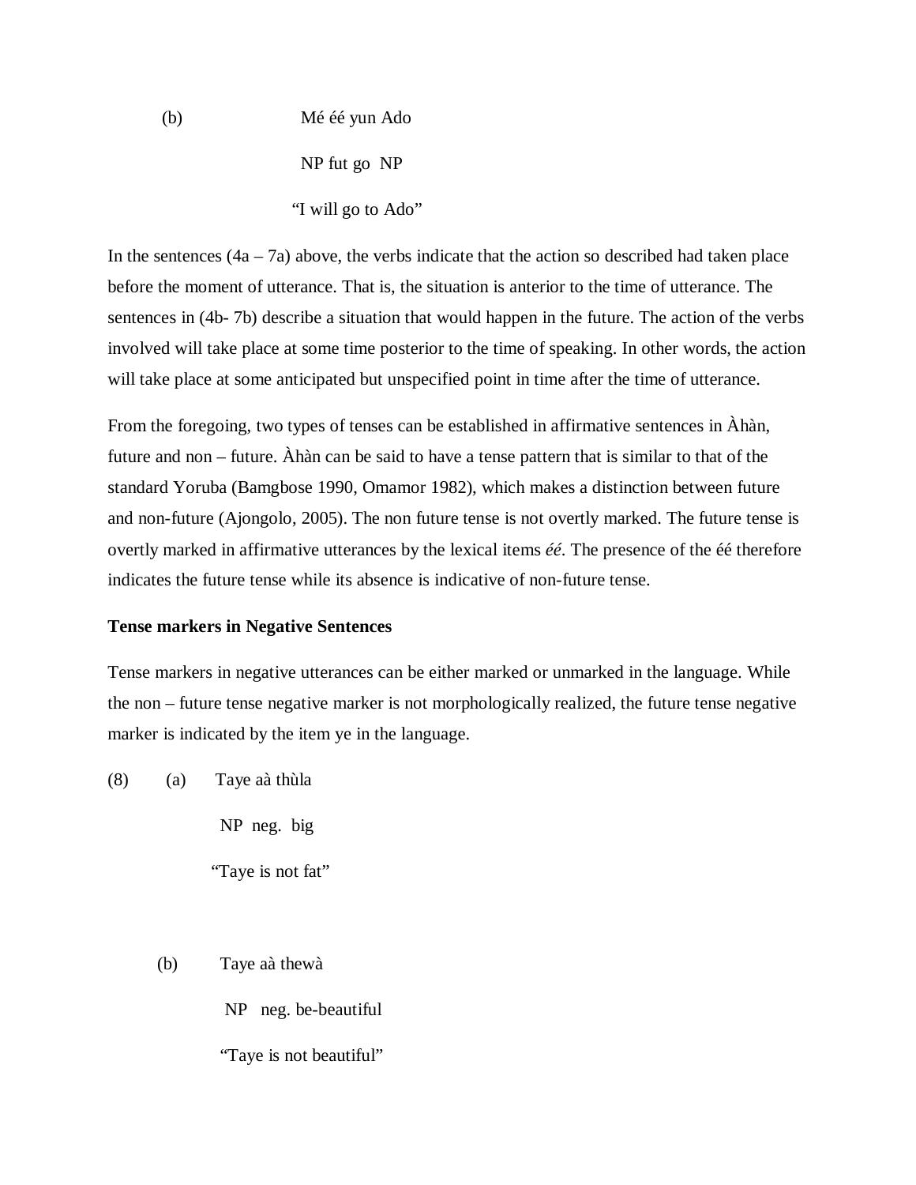(b) Mé éé yun Ado

NP fut go NP

"I will go to Ado"

In the sentences (4a – 7a) above, the verbs indicate that the action so described had taken place before the moment of utterance. That is, the situation is anterior to the time of utterance. The sentences in (4b- 7b) describe a situation that would happen in the future. The action of the verbs involved will take place at some time posterior to the time of speaking. In other words, the action will take place at some anticipated but unspecified point in time after the time of utterance.

From the foregoing, two types of tenses can be established in affirmative sentences in Àhàn, future and non – future. Àhàn can be said to have a tense pattern that is similar to that of the standard Yoruba (Bamgbose 1990, Omamor 1982), which makes a distinction between future and non-future (Ajongolo, 2005). The non future tense is not overtly marked. The future tense is overtly marked in affirmative utterances by the lexical items *éé*. The presence of the éé therefore indicates the future tense while its absence is indicative of non-future tense.

**Tense markers in Negative Sentences**

Tense markers in negative utterances can be either marked or unmarked in the language. While the non – future tense negative marker is not morphologically realized, the future tense negative marker is indicated by the item ye in the language.

(8) (a) Taye aà thùla

NP neg. big

"Taye is not fat"

(b) Taye aà thewà

NP neg. be-beautiful

"Taye is not beautiful"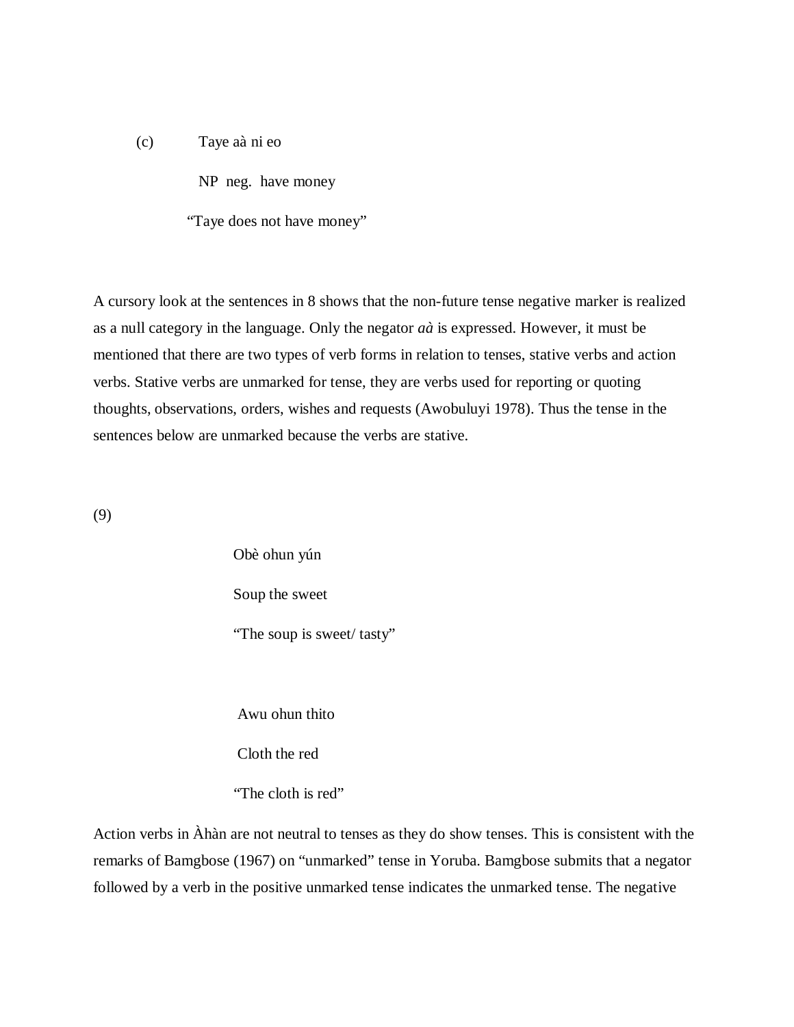(c) Taye aà ni eo

NP neg. have money

"Taye does not have money"

A cursory look at the sentences in 8 shows that the non-future tense negative marker is realized as a null category in the language. Only the negator *aà* is expressed. However, it must be mentioned that there are two types of verb forms in relation to tenses, stative verbs and action verbs. Stative verbs are unmarked for tense, they are verbs used for reporting or quoting thoughts, observations, orders, wishes and requests (Awobuluyi 1978). Thus the tense in the sentences below are unmarked because the verbs are stative.

(9)

Obè ohun yún

Soup the sweet

"The soup is sweet/ tasty"

Awu ohun thito

Cloth the red

"The cloth is red"

Action verbs in Àhàn are not neutral to tenses as they do show tenses. This is consistent with the remarks of Bamgbose (1967) on "unmarked" tense in Yoruba. Bamgbose submits that a negator followed by a verb in the positive unmarked tense indicates the unmarked tense. The negative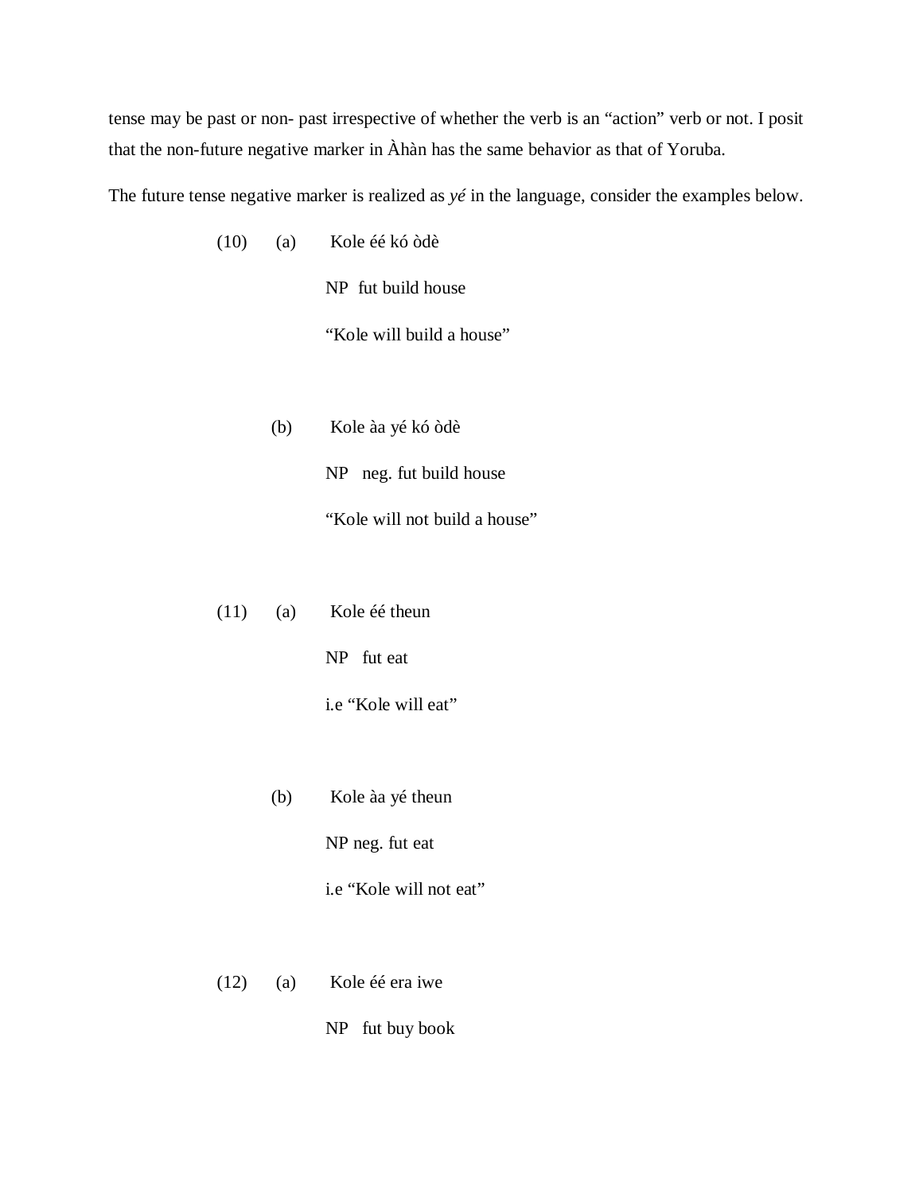tense may be past or non- past irrespective of whether the verb is an "action" verb or not. I posit that the non-future negative marker in Àhàn has the same behavior as that of Yoruba.

The future tense negative marker is realized as *yé* in the language, consider the examples below.

(10) (a) Kole éé kó òdè

NP fut build house

"Kole will build a house"

(b) Kole àa yé kó òdè

NP neg. fut build house

"Kole will not build a house"

(11) (a) Kole éé theun

NP fut eat

i.e "Kole will eat"

(b) Kole àa yé theun

NP neg. fut eat

i.e "Kole will not eat"

(12) (a) Kole éé era iwe

NP fut buy book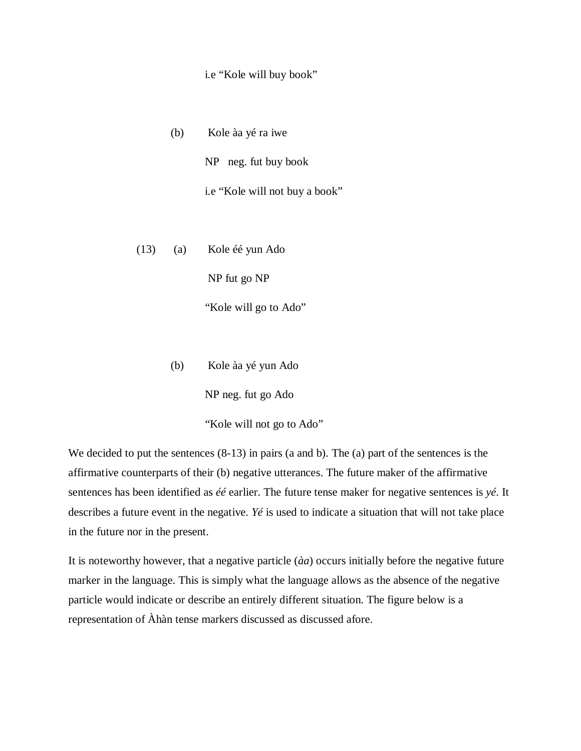i.e "Kole will buy book"

(b) Kole àa yé ra iwe

NP neg. fut buy book

i.e "Kole will not buy a book"

(13) (a) Kole éé yun Ado

NP fut go NP

"Kole will go to Ado"

(b) Kole àa yé yun Ado

NP neg. fut go Ado

"Kole will not go to Ado"

We decided to put the sentences (8-13) in pairs (a and b). The (a) part of the sentences is the affirmative counterparts of their (b) negative utterances. The future maker of the affirmative sentences has been identified as *éé* earlier. The future tense maker for negative sentences is *yé*. It describes a future event in the negative. *Yé* is used to indicate a situation that will not take place in the future nor in the present.

It is noteworthy however, that a negative particle (*àa*) occurs initially before the negative future marker in the language. This is simply what the language allows as the absence of the negative particle would indicate or describe an entirely different situation. The figure below is a representation of Àhàn tense markers discussed as discussed afore.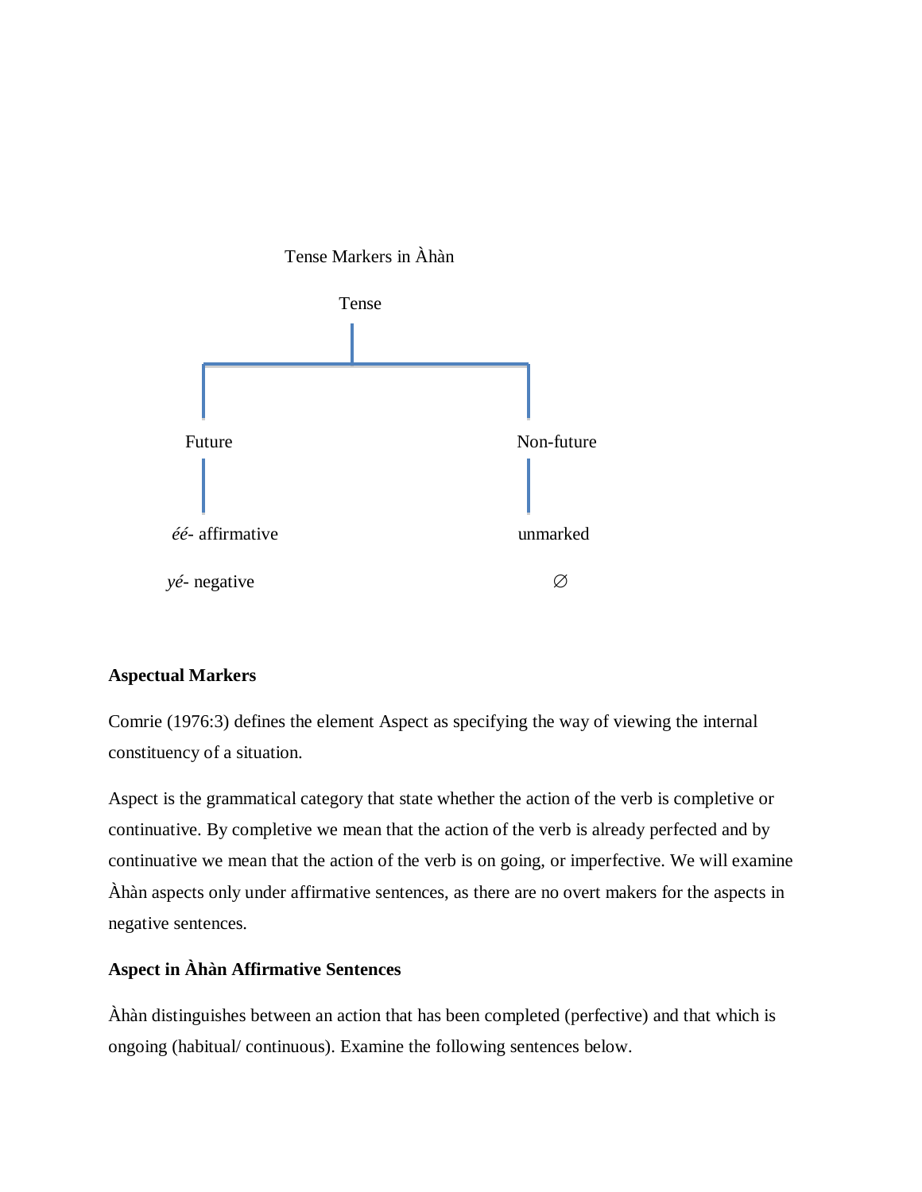Tense Markers in Àhàn

Tense

| Future | Non-future |
|---|---|
| *éé*- affirmative | unmarked |
| *yé*- negative | ∅ |

**Aspectual Markers**

Comrie (1976:3) defines the element Aspect as specifying the way of viewing the internal constituency of a situation.

Aspect is the grammatical category that state whether the action of the verb is completive or continuative. By completive we mean that the action of the verb is already perfected and by continuative we mean that the action of the verb is on going, or imperfective. We will examine Àhàn aspects only under affirmative sentences, as there are no overt makers for the aspects in negative sentences.

**Aspect in Àhàn Affirmative Sentences**

Àhàn distinguishes between an action that has been completed (perfective) and that which is ongoing (habitual/ continuous). Examine the following sentences below.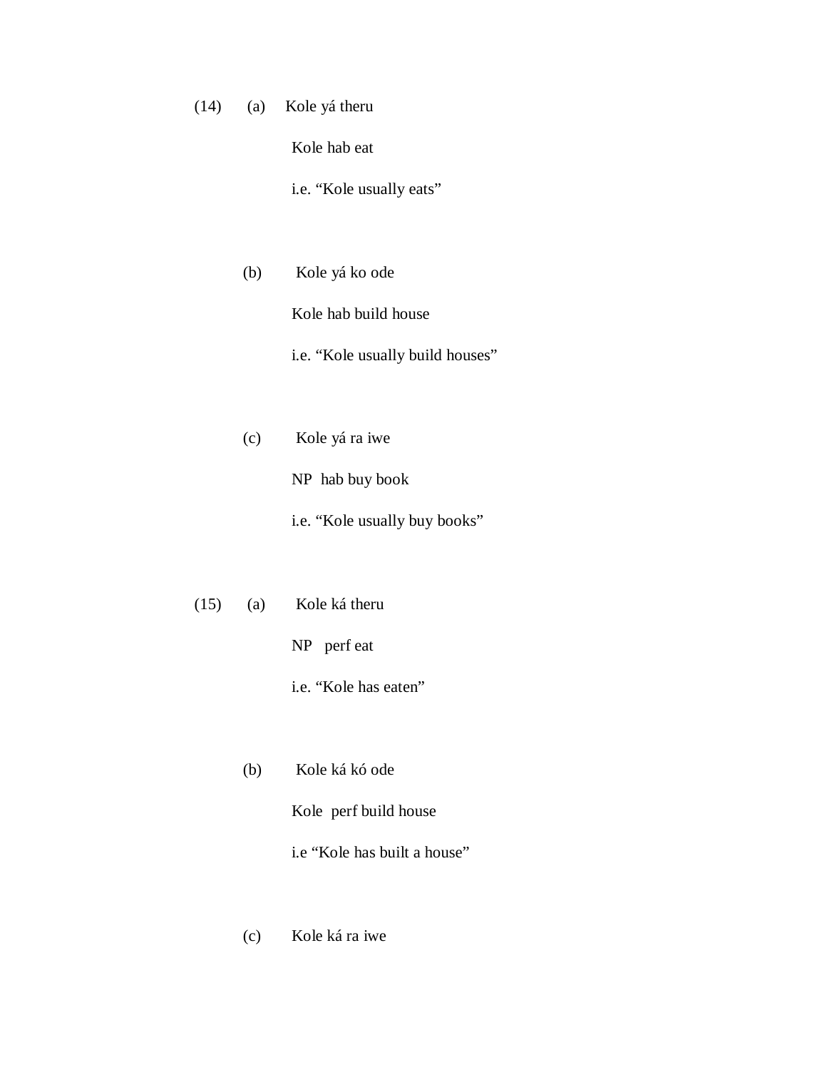(14) (a) Kole yá theru

Kole hab eat

i.e. “Kole usually eats”

(b) Kole yá ko ode

Kole hab build house

i.e. “Kole usually build houses”

(c) Kole yá ra iwe

NP hab buy book

i.e. “Kole usually buy books”

(15) (a) Kole ká theru

NP perf eat

i.e. “Kole has eaten”

(b) Kole ká kó ode

Kole perf build house

i.e “Kole has built a house”

(c) Kole ká ra iwe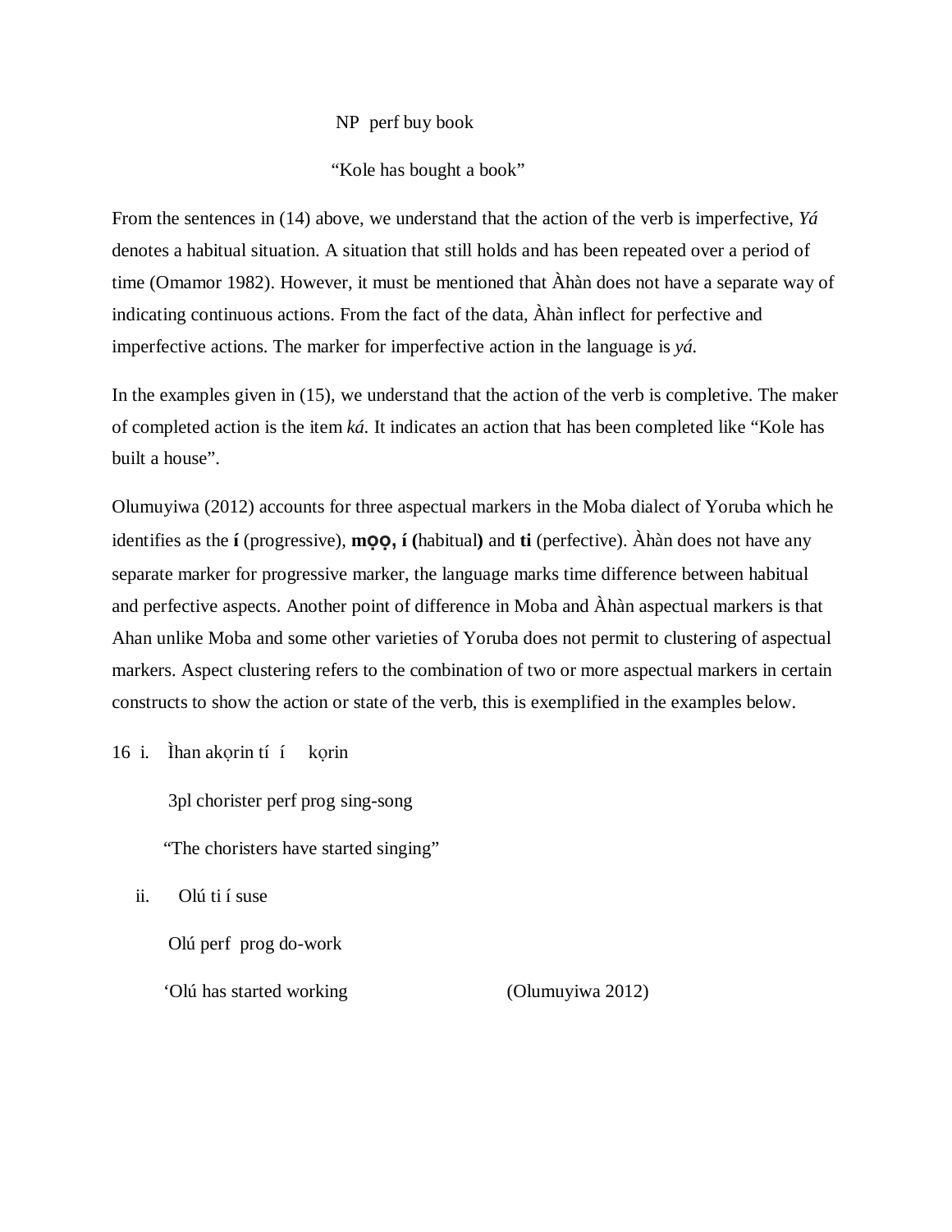NP perf buy book

"Kole has bought a book"

From the sentences in (14) above, we understand that the action of the verb is imperfective, *Yá* denotes a habitual situation. A situation that still holds and has been repeated over a period of time (Omamor 1982). However, it must be mentioned that Àhàn does not have a separate way of indicating continuous actions. From the fact of the data, Àhàn inflect for perfective and imperfective actions. The marker for imperfective action in the language is *yá*.

In the examples given in (15), we understand that the action of the verb is completive. The maker of completed action is the item *ká*. It indicates an action that has been completed like "Kole has built a house".

Olumuyiwa (2012) accounts for three aspectual markers in the Moba dialect of Yoruba which he identifies as the **í** (progressive), **mọọ, í (**habitual**)** and **ti** (perfective). Àhàn does not have any separate marker for progressive marker, the language marks time difference between habitual and perfective aspects. Another point of difference in Moba and Àhàn aspectual markers is that Ahan unlike Moba and some other varieties of Yoruba does not permit to clustering of aspectual markers. Aspect clustering refers to the combination of two or more aspectual markers in certain constructs to show the action or state of the verb, this is exemplified in the examples below.

16 i. Ìhan akọrin tí í kọrin

3pl chorister perf prog sing-song

"The choristers have started singing"

ii. Olú ti í suse

Olú perf prog do-work

'Olú has started working (Olumuyiwa 2012)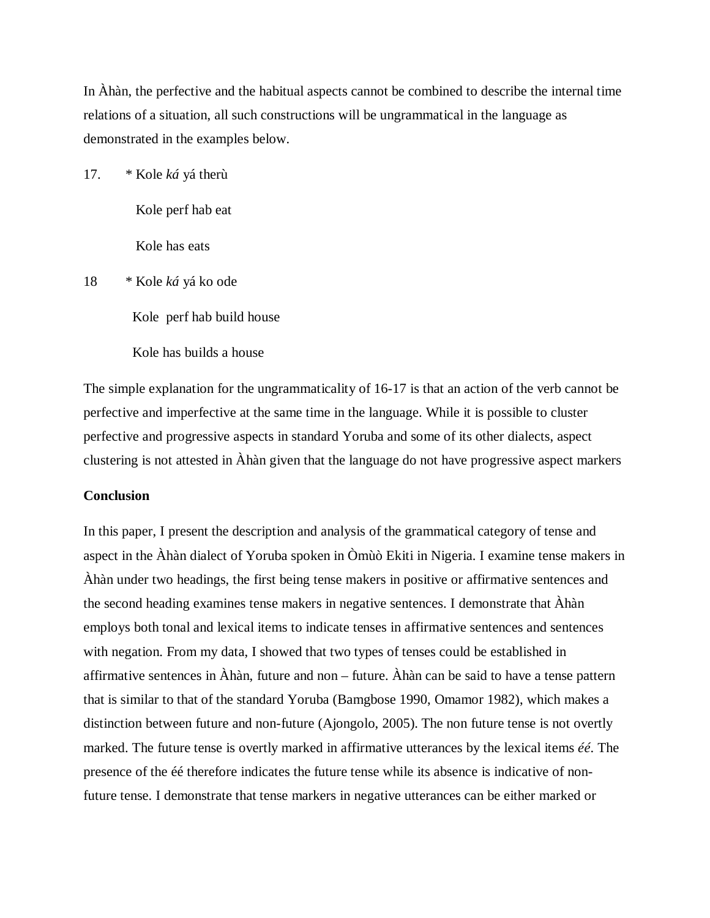In Àhàn, the perfective and the habitual aspects cannot be combined to describe the internal time relations of a situation, all such constructions will be ungrammatical in the language as demonstrated in the examples below.

17. * Kole *ká* yá therù

 Kole perf hab eat

 Kole has eats

18 * Kole *ká* yá ko ode

 Kole perf hab build house

 Kole has builds a house

The simple explanation for the ungrammaticality of 16-17 is that an action of the verb cannot be perfective and imperfective at the same time in the language. While it is possible to cluster perfective and progressive aspects in standard Yoruba and some of its other dialects, aspect clustering is not attested in Àhàn given that the language do not have progressive aspect markers

**Conclusion**

In this paper, I present the description and analysis of the grammatical category of tense and aspect in the Àhàn dialect of Yoruba spoken in Òmùò Ekiti in Nigeria. I examine tense makers in Àhàn under two headings, the first being tense makers in positive or affirmative sentences and the second heading examines tense makers in negative sentences. I demonstrate that Àhàn employs both tonal and lexical items to indicate tenses in affirmative sentences and sentences with negation. From my data, I showed that two types of tenses could be established in affirmative sentences in Àhàn, future and non – future. Àhàn can be said to have a tense pattern that is similar to that of the standard Yoruba (Bamgbose 1990, Omamor 1982), which makes a distinction between future and non-future (Ajongolo, 2005). The non future tense is not overtly marked. The future tense is overtly marked in affirmative utterances by the lexical items *éé*. The presence of the éé therefore indicates the future tense while its absence is indicative of non-future tense. I demonstrate that tense markers in negative utterances can be either marked or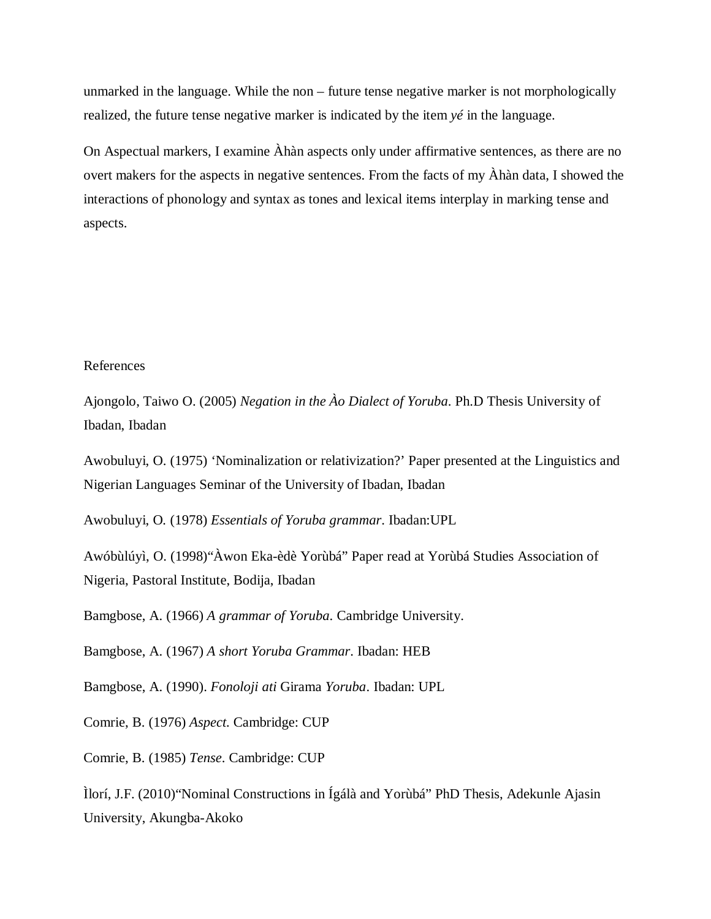unmarked in the language. While the non – future tense negative marker is not morphologically realized, the future tense negative marker is indicated by the item *yé* in the language.

On Aspectual markers, I examine Àhàn aspects only under affirmative sentences, as there are no overt makers for the aspects in negative sentences. From the facts of my Àhàn data, I showed the interactions of phonology and syntax as tones and lexical items interplay in marking tense and aspects.

## References

Ajongolo, Taiwo O. (2005) *Negation in the Ào Dialect of Yoruba.* Ph.D Thesis University of Ibadan, Ibadan

Awobuluyi, O. (1975) 'Nominalization or relativization?' Paper presented at the Linguistics and Nigerian Languages Seminar of the University of Ibadan, Ibadan

Awobuluyi, O. (1978) *Essentials of Yoruba grammar*. Ibadan:UPL

Awóbùlúyì, O. (1998)"Àwon Eka-èdè Yorùbá" Paper read at Yorùbá Studies Association of Nigeria, Pastoral Institute, Bodija, Ibadan

Bamgbose, A. (1966) *A grammar of Yoruba*. Cambridge University.

Bamgbose, A. (1967) *A short Yoruba Grammar*. Ibadan: HEB

Bamgbose, A. (1990). *Fonoloji ati* Girama *Yoruba*. Ibadan: UPL

Comrie, B. (1976) *Aspect*. Cambridge: CUP

Comrie, B. (1985) *Tense*. Cambridge: CUP

Ìlorí, J.F. (2010)"Nominal Constructions in Ígálà and Yorùbá" PhD Thesis, Adekunle Ajasin University, Akungba-Akoko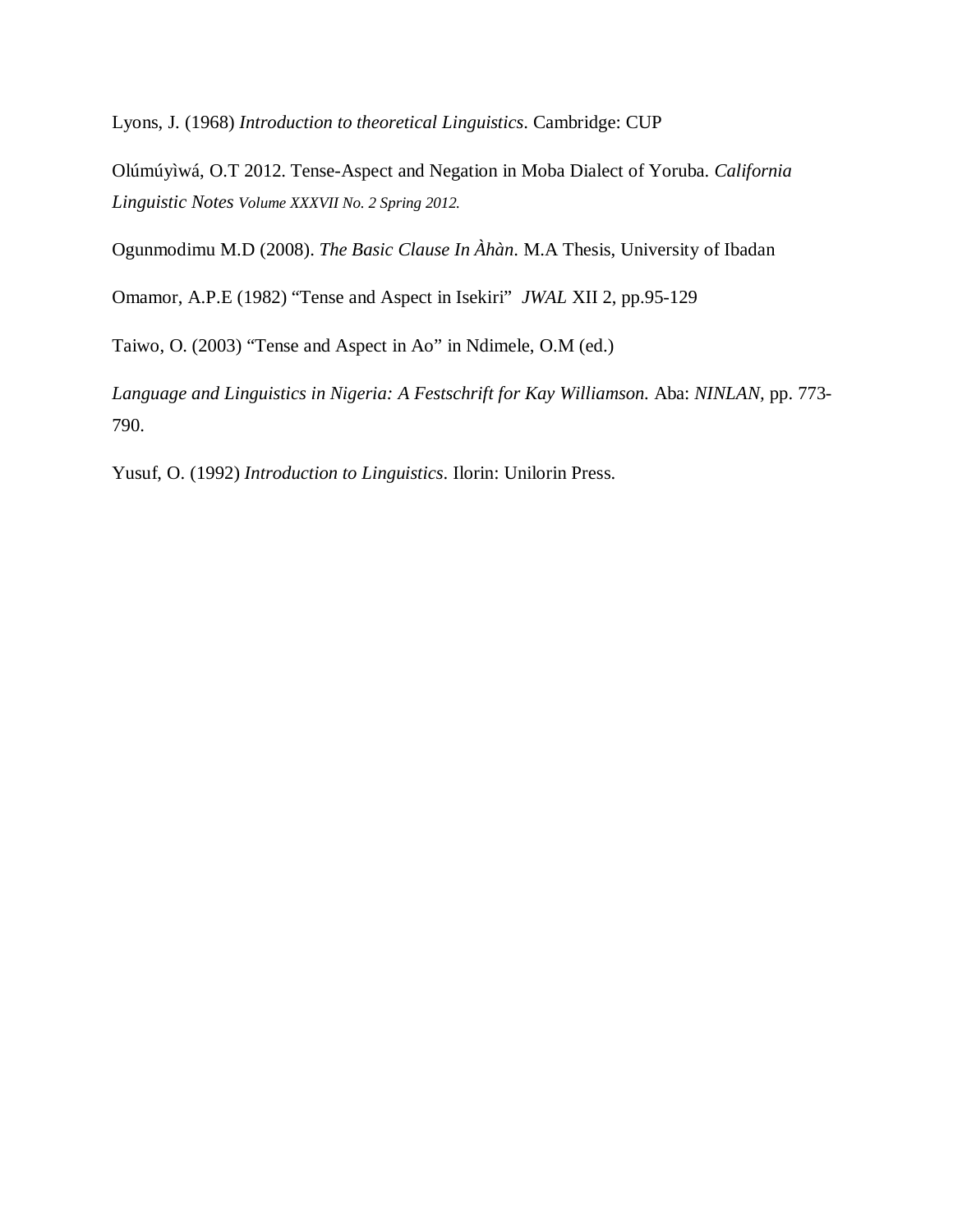Lyons, J. (1968) *Introduction to theoretical Linguistics*. Cambridge: CUP

Olúmúyìwá, O.T 2012. Tense-Aspect and Negation in Moba Dialect of Yoruba. *California Linguistic Notes Volume XXXVII No. 2 Spring 2012.*

Ogunmodimu M.D (2008). *The Basic Clause In Àhàn*. M.A Thesis, University of Ibadan

Omamor, A.P.E (1982) "Tense and Aspect in Isekiri" *JWAL* XII 2, pp.95-129

Taiwo, O. (2003) "Tense and Aspect in Ao" in Ndimele, O.M (ed.)

*Language and Linguistics in Nigeria: A Festschrift for Kay Williamson.* Aba: *NINLAN,* pp. 773-790.

Yusuf, O. (1992) *Introduction to Linguistics*. Ilorin: Unilorin Press.